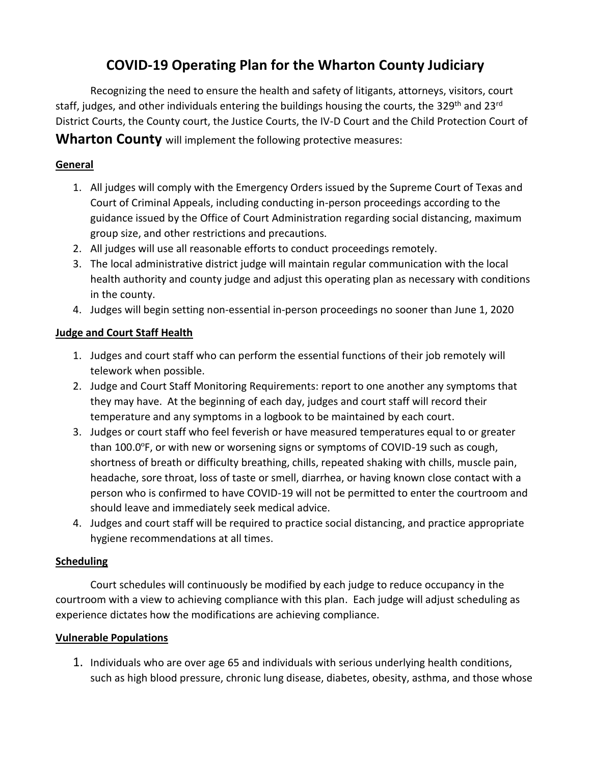# COVID-19 Operating Plan for the Wharton County Judiciary

Recognizing the need to ensure the health and safety of litigants, attorneys, visitors, court staff, judges, and other individuals entering the buildings housing the courts, the 329th and 23rd District Courts, the County court, the Justice Courts, the IV-D Court and the Child Protection Court of **Wharton County** will implement the following protective measures:

## General

1. All judges will comply with the Emergency Orders issued by the Supreme Court of Texas and Court of Criminal Appeals, including conducting in-person proceedings according to the guidance issued by the Office of Court Administration regarding social distancing, maximum group size, and other restrictions and precautions.
2. All judges will use all reasonable efforts to conduct proceedings remotely.
3. The local administrative district judge will maintain regular communication with the local health authority and county judge and adjust this operating plan as necessary with conditions in the county.
4. Judges will begin setting non-essential in-person proceedings no sooner than June 1, 2020

## Judge and Court Staff Health

1. Judges and court staff who can perform the essential functions of their job remotely will telework when possible.
2. Judge and Court Staff Monitoring Requirements: report to one another any symptoms that they may have. At the beginning of each day, judges and court staff will record their temperature and any symptoms in a logbook to be maintained by each court.
3. Judges or court staff who feel feverish or have measured temperatures equal to or greater than 100.0°F, or with new or worsening signs or symptoms of COVID-19 such as cough, shortness of breath or difficulty breathing, chills, repeated shaking with chills, muscle pain, headache, sore throat, loss of taste or smell, diarrhea, or having known close contact with a person who is confirmed to have COVID-19 will not be permitted to enter the courtroom and should leave and immediately seek medical advice.
4. Judges and court staff will be required to practice social distancing, and practice appropriate hygiene recommendations at all times.

## Scheduling

Court schedules will continuously be modified by each judge to reduce occupancy in the courtroom with a view to achieving compliance with this plan. Each judge will adjust scheduling as experience dictates how the modifications are achieving compliance.

## Vulnerable Populations

1. Individuals who are over age 65 and individuals with serious underlying health conditions, such as high blood pressure, chronic lung disease, diabetes, obesity, asthma, and those whose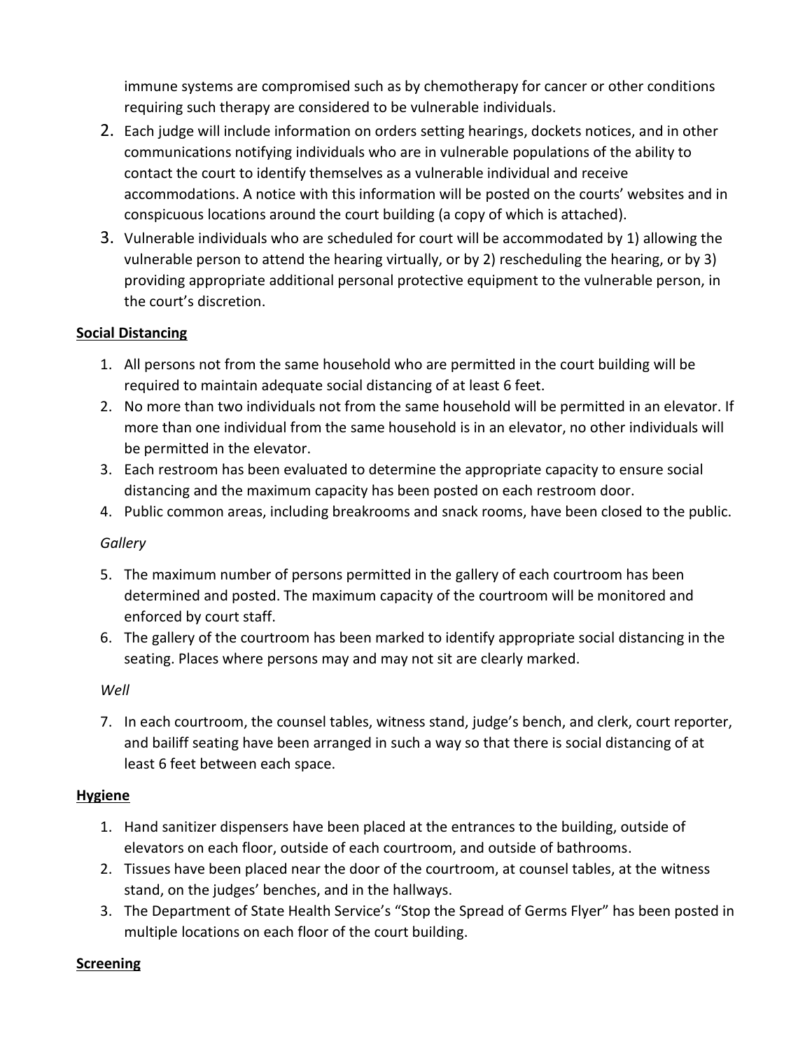immune systems are compromised such as by chemotherapy for cancer or other conditions requiring such therapy are considered to be vulnerable individuals.

2. Each judge will include information on orders setting hearings, dockets notices, and in other communications notifying individuals who are in vulnerable populations of the ability to contact the court to identify themselves as a vulnerable individual and receive accommodations. A notice with this information will be posted on the courts' websites and in conspicuous locations around the court building (a copy of which is attached).
3. Vulnerable individuals who are scheduled for court will be accommodated by 1) allowing the vulnerable person to attend the hearing virtually, or by 2) rescheduling the hearing, or by 3) providing appropriate additional personal protective equipment to the vulnerable person, in the court's discretion.

**Social Distancing**

1. All persons not from the same household who are permitted in the court building will be required to maintain adequate social distancing of at least 6 feet.
2. No more than two individuals not from the same household will be permitted in an elevator. If more than one individual from the same household is in an elevator, no other individuals will be permitted in the elevator.
3. Each restroom has been evaluated to determine the appropriate capacity to ensure social distancing and the maximum capacity has been posted on each restroom door.
4. Public common areas, including breakrooms and snack rooms, have been closed to the public.

*Gallery*

5. The maximum number of persons permitted in the gallery of each courtroom has been determined and posted. The maximum capacity of the courtroom will be monitored and enforced by court staff.
6. The gallery of the courtroom has been marked to identify appropriate social distancing in the seating. Places where persons may and may not sit are clearly marked.

*Well*

7. In each courtroom, the counsel tables, witness stand, judge's bench, and clerk, court reporter, and bailiff seating have been arranged in such a way so that there is social distancing of at least 6 feet between each space.

**Hygiene**

1. Hand sanitizer dispensers have been placed at the entrances to the building, outside of elevators on each floor, outside of each courtroom, and outside of bathrooms.
2. Tissues have been placed near the door of the courtroom, at counsel tables, at the witness stand, on the judges' benches, and in the hallways.
3. The Department of State Health Service's "Stop the Spread of Germs Flyer" has been posted in multiple locations on each floor of the court building.

**Screening**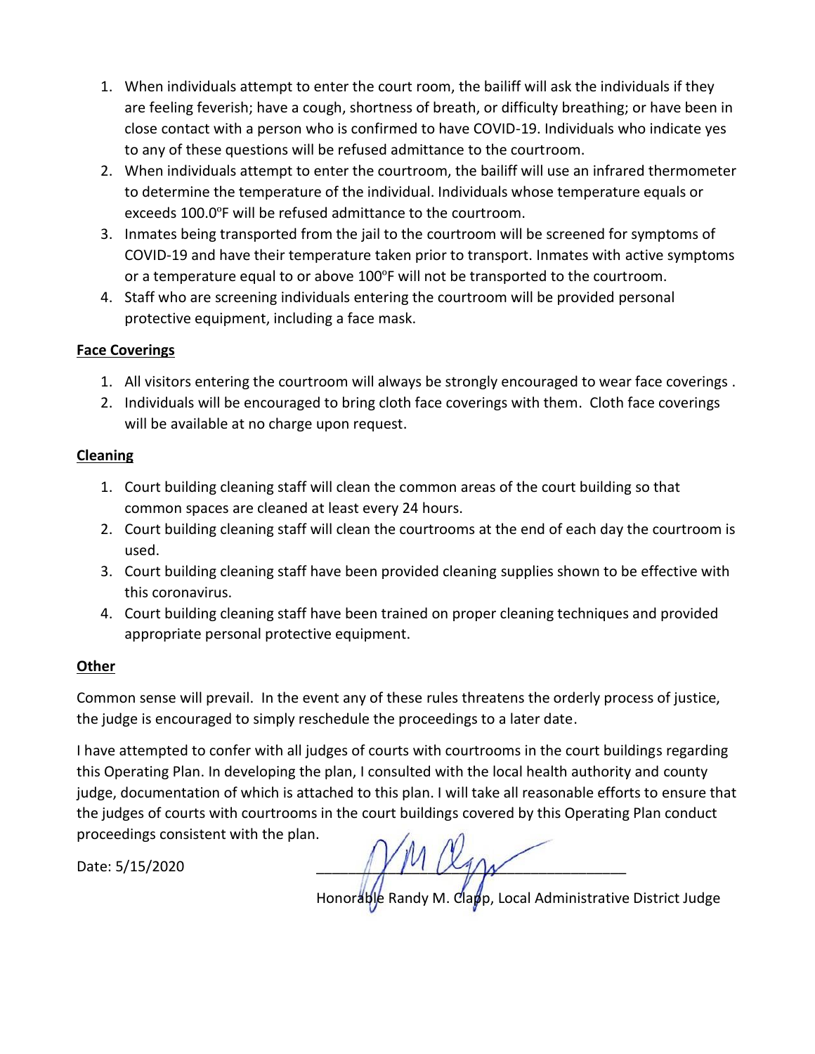1. When individuals attempt to enter the court room, the bailiff will ask the individuals if they are feeling feverish; have a cough, shortness of breath, or difficulty breathing; or have been in close contact with a person who is confirmed to have COVID-19. Individuals who indicate yes to any of these questions will be refused admittance to the courtroom.
2. When individuals attempt to enter the courtroom, the bailiff will use an infrared thermometer to determine the temperature of the individual. Individuals whose temperature equals or exceeds 100.0ºF will be refused admittance to the courtroom.
3. Inmates being transported from the jail to the courtroom will be screened for symptoms of COVID-19 and have their temperature taken prior to transport. Inmates with active symptoms or a temperature equal to or above 100ºF will not be transported to the courtroom.
4. Staff who are screening individuals entering the courtroom will be provided personal protective equipment, including a face mask.

**Face Coverings**

1. All visitors entering the courtroom will always be strongly encouraged to wear face coverings .
2. Individuals will be encouraged to bring cloth face coverings with them. Cloth face coverings will be available at no charge upon request.

**Cleaning**

1. Court building cleaning staff will clean the common areas of the court building so that common spaces are cleaned at least every 24 hours.
2. Court building cleaning staff will clean the courtrooms at the end of each day the courtroom is used.
3. Court building cleaning staff have been provided cleaning supplies shown to be effective with this coronavirus.
4. Court building cleaning staff have been trained on proper cleaning techniques and provided appropriate personal protective equipment.

**Other**

Common sense will prevail. In the event any of these rules threatens the orderly process of justice, the judge is encouraged to simply reschedule the proceedings to a later date.

I have attempted to confer with all judges of courts with courtrooms in the court buildings regarding this Operating Plan. In developing the plan, I consulted with the local health authority and county judge, documentation of which is attached to this plan. I will take all reasonable efforts to ensure that the judges of courts with courtrooms in the court buildings covered by this Operating Plan conduct proceedings consistent with the plan.

Date: 5/15/2020

Honorable Randy M. Clapp, Local Administrative District Judge